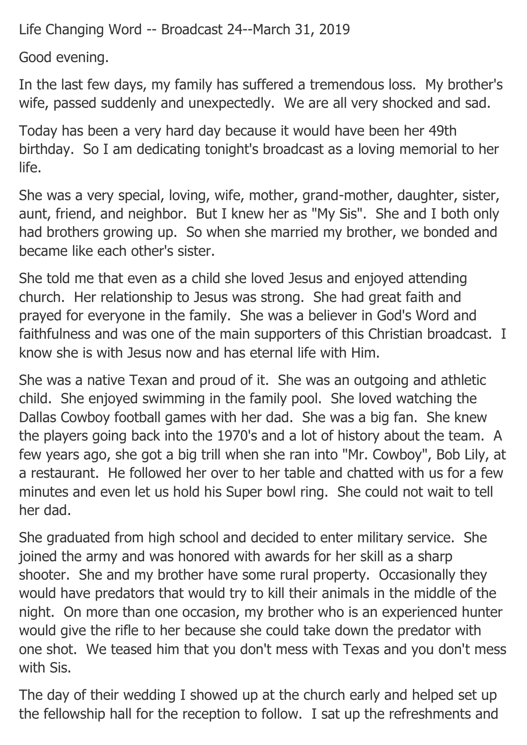Life Changing Word -- Broadcast 24--March 31, 2019

Good evening.

In the last few days, my family has suffered a tremendous loss. My brother's wife, passed suddenly and unexpectedly. We are all very shocked and sad.

Today has been a very hard day because it would have been her 49th birthday. So I am dedicating tonight's broadcast as a loving memorial to her life.

She was a very special, loving, wife, mother, grand-mother, daughter, sister, aunt, friend, and neighbor. But I knew her as "My Sis". She and I both only had brothers growing up. So when she married my brother, we bonded and became like each other's sister.

She told me that even as a child she loved Jesus and enjoyed attending church. Her relationship to Jesus was strong. She had great faith and prayed for everyone in the family. She was a believer in God's Word and faithfulness and was one of the main supporters of this Christian broadcast. I know she is with Jesus now and has eternal life with Him.

She was a native Texan and proud of it. She was an outgoing and athletic child. She enjoyed swimming in the family pool. She loved watching the Dallas Cowboy football games with her dad. She was a big fan. She knew the players going back into the 1970's and a lot of history about the team. A few years ago, she got a big trill when she ran into "Mr. Cowboy", Bob Lily, at a restaurant. He followed her over to her table and chatted with us for a few minutes and even let us hold his Super bowl ring. She could not wait to tell her dad.

She graduated from high school and decided to enter military service. She joined the army and was honored with awards for her skill as a sharp shooter. She and my brother have some rural property. Occasionally they would have predators that would try to kill their animals in the middle of the night. On more than one occasion, my brother who is an experienced hunter would give the rifle to her because she could take down the predator with one shot. We teased him that you don't mess with Texas and you don't mess with Sis.

The day of their wedding I showed up at the church early and helped set up the fellowship hall for the reception to follow. I sat up the refreshments and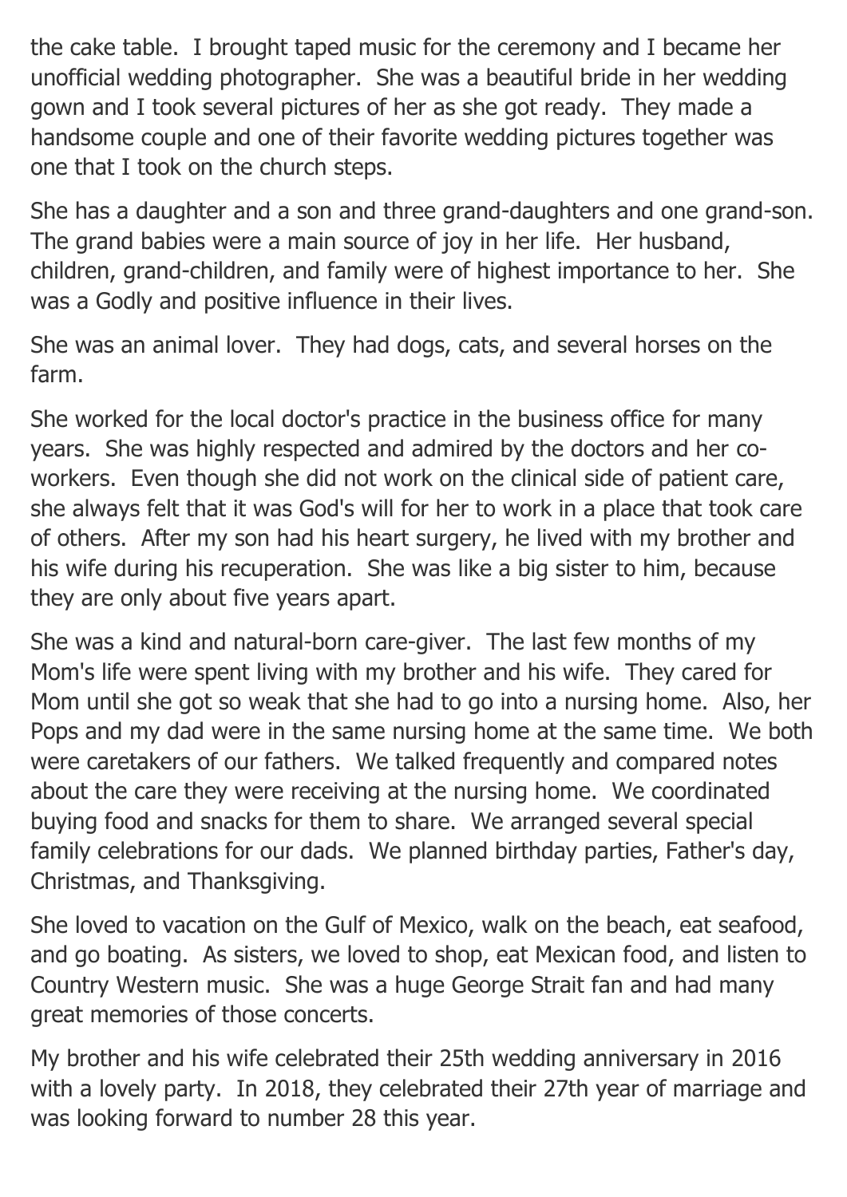the cake table. I brought taped music for the ceremony and I became her unofficial wedding photographer. She was a beautiful bride in her wedding gown and I took several pictures of her as she got ready. They made a handsome couple and one of their favorite wedding pictures together was one that I took on the church steps.

She has a daughter and a son and three grand-daughters and one grand-son. The grand babies were a main source of joy in her life. Her husband, children, grand-children, and family were of highest importance to her. She was a Godly and positive influence in their lives.

She was an animal lover. They had dogs, cats, and several horses on the farm.

She worked for the local doctor's practice in the business office for many years. She was highly respected and admired by the doctors and her co-workers. Even though she did not work on the clinical side of patient care, she always felt that it was God's will for her to work in a place that took care of others. After my son had his heart surgery, he lived with my brother and his wife during his recuperation. She was like a big sister to him, because they are only about five years apart.

She was a kind and natural-born care-giver. The last few months of my Mom's life were spent living with my brother and his wife. They cared for Mom until she got so weak that she had to go into a nursing home. Also, her Pops and my dad were in the same nursing home at the same time. We both were caretakers of our fathers. We talked frequently and compared notes about the care they were receiving at the nursing home. We coordinated buying food and snacks for them to share. We arranged several special family celebrations for our dads. We planned birthday parties, Father's day, Christmas, and Thanksgiving.

She loved to vacation on the Gulf of Mexico, walk on the beach, eat seafood, and go boating. As sisters, we loved to shop, eat Mexican food, and listen to Country Western music. She was a huge George Strait fan and had many great memories of those concerts.

My brother and his wife celebrated their 25th wedding anniversary in 2016 with a lovely party. In 2018, they celebrated their 27th year of marriage and was looking forward to number 28 this year.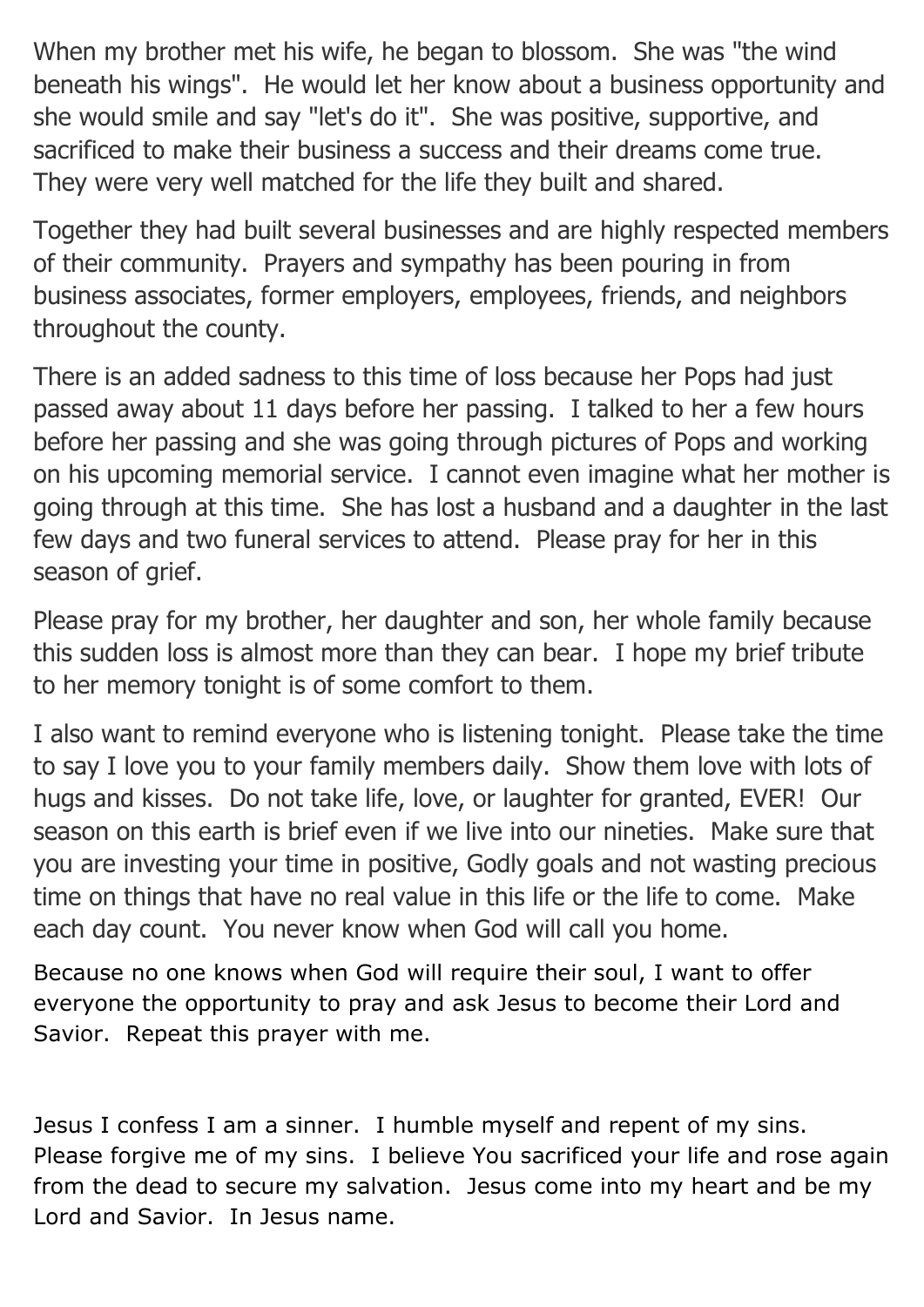When my brother met his wife, he began to blossom. She was "the wind beneath his wings". He would let her know about a business opportunity and she would smile and say "let's do it". She was positive, supportive, and sacrificed to make their business a success and their dreams come true. They were very well matched for the life they built and shared.

Together they had built several businesses and are highly respected members of their community. Prayers and sympathy has been pouring in from business associates, former employers, employees, friends, and neighbors throughout the county.

There is an added sadness to this time of loss because her Pops had just passed away about 11 days before her passing. I talked to her a few hours before her passing and she was going through pictures of Pops and working on his upcoming memorial service. I cannot even imagine what her mother is going through at this time. She has lost a husband and a daughter in the last few days and two funeral services to attend. Please pray for her in this season of grief.

Please pray for my brother, her daughter and son, her whole family because this sudden loss is almost more than they can bear. I hope my brief tribute to her memory tonight is of some comfort to them.

I also want to remind everyone who is listening tonight. Please take the time to say I love you to your family members daily. Show them love with lots of hugs and kisses. Do not take life, love, or laughter for granted, EVER! Our season on this earth is brief even if we live into our nineties. Make sure that you are investing your time in positive, Godly goals and not wasting precious time on things that have no real value in this life or the life to come. Make each day count. You never know when God will call you home.

Because no one knows when God will require their soul, I want to offer everyone the opportunity to pray and ask Jesus to become their Lord and Savior. Repeat this prayer with me.

Jesus I confess I am a sinner. I humble myself and repent of my sins. Please forgive me of my sins. I believe You sacrificed your life and rose again from the dead to secure my salvation. Jesus come into my heart and be my Lord and Savior. In Jesus name.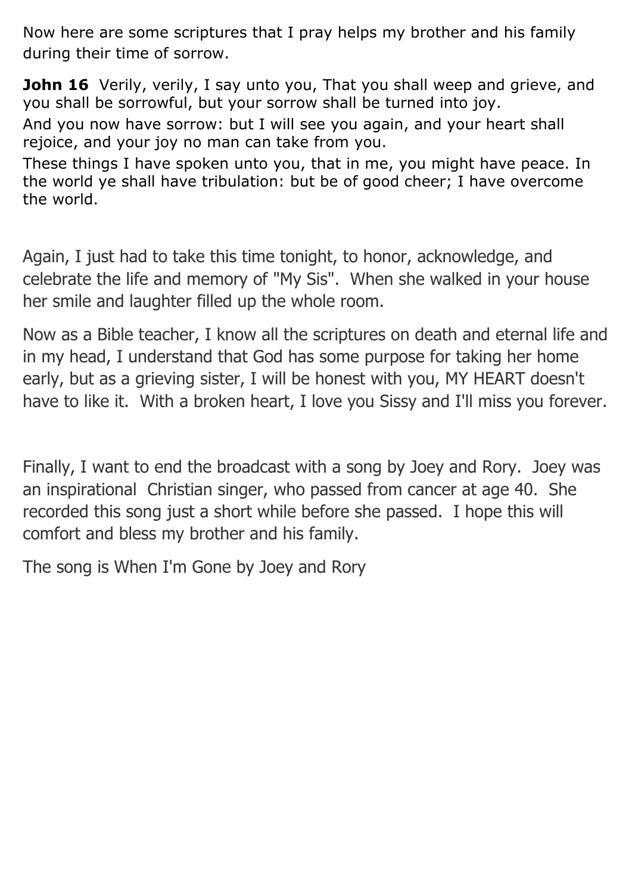Now here are some scriptures that I pray helps my brother and his family during their time of sorrow.

**John 16** Verily, verily, I say unto you, That you shall weep and grieve, and you shall be sorrowful, but your sorrow shall be turned into joy.
And you now have sorrow: but I will see you again, and your heart shall rejoice, and your joy no man can take from you.
These things I have spoken unto you, that in me, you might have peace. In the world ye shall have tribulation: but be of good cheer; I have overcome the world.

Again, I just had to take this time tonight, to honor, acknowledge, and celebrate the life and memory of "My Sis". When she walked in your house her smile and laughter filled up the whole room.

Now as a Bible teacher, I know all the scriptures on death and eternal life and in my head, I understand that God has some purpose for taking her home early, but as a grieving sister, I will be honest with you, MY HEART doesn't have to like it. With a broken heart, I love you Sissy and I'll miss you forever.

Finally, I want to end the broadcast with a song by Joey and Rory. Joey was an inspirational Christian singer, who passed from cancer at age 40. She recorded this song just a short while before she passed. I hope this will comfort and bless my brother and his family.

The song is When I'm Gone by Joey and Rory